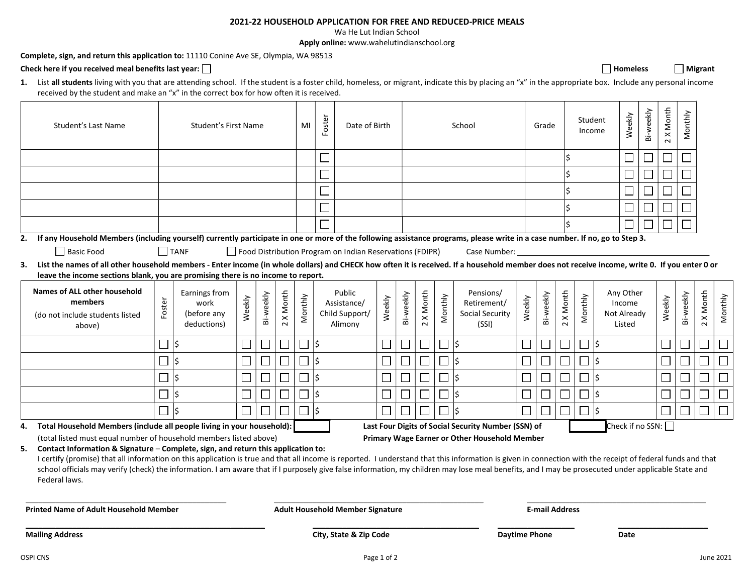# 2021-22 HOUSEHOLD APPLICATION FOR FREE AND REDUCED-PRICE MEALS

Wa He Lut Indian School

**Apply online:** www.wahelutindianschool.org

**Complete, sign, and return this application to:** 11110 Conine Ave SE, Olympia, WA 98513

**Check here if you received meal benefits last year:** ☐ ☐ **Homeless** ☐ **Migrant**

**1.** List **all students** living with you that are attending school. If the student is a foster child, homeless, or migrant, indicate this by placing an "x" in the appropriate box. Include any personal income received by the student and make an "x" in the correct box for how often it is received.

| Student's Last Name | Student's First Name | MI | Foster | Date of Birth | School | Grade | Student Income | Weekly | Bi-weekly | 2 X Month | Monthly |
|---|---|---|---|---|---|---|---|---|---|---|---|
| | | | ☐ | | | | $ | ☐ | ☐ | ☐ | ☐ |
| | | | ☐ | | | | $ | ☐ | ☐ | ☐ | ☐ |
| | | | ☐ | | | | $ | ☐ | ☐ | ☐ | ☐ |
| | | | ☐ | | | | $ | ☐ | ☐ | ☐ | ☐ |
| | | | ☐ | | | | $ | ☐ | ☐ | ☐ | ☐ |

**2. If any Household Members (including yourself) currently participate in one or more of the following assistance programs, please write in a case number. If no, go to Step 3.**

☐ Basic Food ☐ TANF ☐ Food Distribution Program on Indian Reservations (FDIPR) Case Number: ______________________

**3. List the names of all other household members - Enter income (in whole dollars) and CHECK how often it is received. If a household member does not receive income, write 0. If you enter 0 or leave the income sections blank, you are promising there is no income to report.**

| Names of ALL other household members (do not include students listed above) | Foster | Earnings from work (before any deductions) | Weekly | Bi-weekly | 2 X Month | Monthly | Public Assistance/ Child Support/ Alimony | Weekly | Bi-weekly | 2 X Month | Monthly | Pensions/ Retirement/ Social Security (SSI) | Weekly | Bi-weekly | 2 X Month | Monthly | Any Other Income Not Already Listed | Weekly | Bi-weekly | 2 X Month | Monthly |
|---|---|---|---|---|---|---|---|---|---|---|---|---|---|---|---|---|---|---|---|---|---|
| | ☐ | $ | ☐ | ☐ | ☐ | ☐ | $ | ☐ | ☐ | ☐ | ☐ | $ | ☐ | ☐ | ☐ | ☐ | $ | ☐ | ☐ | ☐ | ☐ |
| | ☐ | $ | ☐ | ☐ | ☐ | ☐ | $ | ☐ | ☐ | ☐ | ☐ | $ | ☐ | ☐ | ☐ | ☐ | $ | ☐ | ☐ | ☐ | ☐ |
| | ☐ | $ | ☐ | ☐ | ☐ | ☐ | $ | ☐ | ☐ | ☐ | ☐ | $ | ☐ | ☐ | ☐ | ☐ | $ | ☐ | ☐ | ☐ | ☐ |
| | ☐ | $ | ☐ | ☐ | ☐ | ☐ | $ | ☐ | ☐ | ☐ | ☐ | $ | ☐ | ☐ | ☐ | ☐ | $ | ☐ | ☐ | ☐ | ☐ |
| | ☐ | $ | ☐ | ☐ | ☐ | ☐ | $ | ☐ | ☐ | ☐ | ☐ | $ | ☐ | ☐ | ☐ | ☐ | $ | ☐ | ☐ | ☐ | ☐ |

**4. Total Household Members (include all people living in your household):** ________
(total listed must equal number of household members listed above)

**Last Four Digits of Social Security Number (SSN) of Primary Wage Earner or Other Household Member** ________ Check if no SSN: ☐

**5. Contact Information & Signature – Complete, sign, and return this application to:**

I certify (promise) that all information on this application is true and that all income is reported. I understand that this information is given in connection with the receipt of federal funds and that school officials may verify (check) the information. I am aware that if I purposely give false information, my children may lose meal benefits, and I may be prosecuted under applicable State and Federal laws.

______________________ **Printed Name of Adult Household Member**

______________________ **Adult Household Member Signature**

______________________ **E-mail Address**

______________________ **Mailing Address**

______________________ **City, State & Zip Code**

______________________ **Daytime Phone**

______________________ **Date**

OSPI CNS June 2021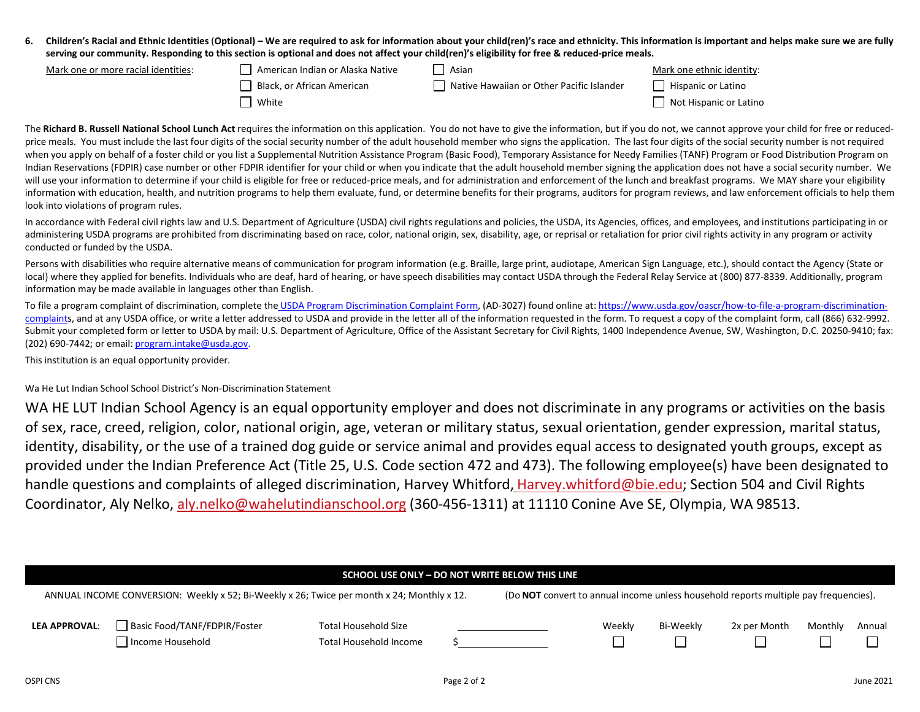**6. Children's Racial and Ethnic Identities (Optional) – We are required to ask for information about your child(ren)'s race and ethnicity. This information is important and helps make sure we are fully serving our community. Responding to this section is optional and does not affect your child(ren)'s eligibility for free & reduced-price meals.**

Mark one or more racial identities:

- ☐ American Indian or Alaska Native
- ☐ Asian
- ☐ Black, or African American
- ☐ Native Hawaiian or Other Pacific Islander
- ☐ White

Mark one ethnic identity:

- ☐ Hispanic or Latino
- ☐ Not Hispanic or Latino

The **Richard B. Russell National School Lunch Act** requires the information on this application. You do not have to give the information, but if you do not, we cannot approve your child for free or reduced-price meals. You must include the last four digits of the social security number of the adult household member who signs the application. The last four digits of the social security number is not required when you apply on behalf of a foster child or you list a Supplemental Nutrition Assistance Program (Basic Food), Temporary Assistance for Needy Families (TANF) Program or Food Distribution Program on Indian Reservations (FDPIR) case number or other FDPIR identifier for your child or when you indicate that the adult household member signing the application does not have a social security number. We will use your information to determine if your child is eligible for free or reduced-price meals, and for administration and enforcement of the lunch and breakfast programs. We MAY share your eligibility information with education, health, and nutrition programs to help them evaluate, fund, or determine benefits for their programs, auditors for program reviews, and law enforcement officials to help them look into violations of program rules.

In accordance with Federal civil rights law and U.S. Department of Agriculture (USDA) civil rights regulations and policies, the USDA, its Agencies, offices, and employees, and institutions participating in or administering USDA programs are prohibited from discriminating based on race, color, national origin, sex, disability, age, or reprisal or retaliation for prior civil rights activity in any program or activity conducted or funded by the USDA.

Persons with disabilities who require alternative means of communication for program information (e.g. Braille, large print, audiotape, American Sign Language, etc.), should contact the Agency (State or local) where they applied for benefits. Individuals who are deaf, hard of hearing, or have speech disabilities may contact USDA through the Federal Relay Service at (800) 877-8339. Additionally, program information may be made available in languages other than English.

To file a program complaint of discrimination, complete the USDA Program Discrimination Complaint Form, (AD-3027) found online at: https://www.usda.gov/oascr/how-to-file-a-program-discrimination-complaints, and at any USDA office, or write a letter addressed to USDA and provide in the letter all of the information requested in the form. To request a copy of the complaint form, call (866) 632-9992. Submit your completed form or letter to USDA by mail: U.S. Department of Agriculture, Office of the Assistant Secretary for Civil Rights, 1400 Independence Avenue, SW, Washington, D.C. 20250-9410; fax: (202) 690-7442; or email: program.intake@usda.gov.

This institution is an equal opportunity provider.

Wa He Lut Indian School School District's Non-Discrimination Statement

WA HE LUT Indian School Agency is an equal opportunity employer and does not discriminate in any programs or activities on the basis of sex, race, creed, religion, color, national origin, age, veteran or military status, sexual orientation, gender expression, marital status, identity, disability, or the use of a trained dog guide or service animal and provides equal access to designated youth groups, except as provided under the Indian Preference Act (Title 25, U.S. Code section 472 and 473). The following employee(s) have been designated to handle questions and complaints of alleged discrimination, Harvey Whitford, Harvey.whitford@bie.edu; Section 504 and Civil Rights Coordinator, Aly Nelko, aly.nelko@wahelutindianschool.org (360-456-1311) at 11110 Conine Ave SE, Olympia, WA 98513.

**SCHOOL USE ONLY – DO NOT WRITE BELOW THIS LINE**

ANNUAL INCOME CONVERSION: Weekly x 52; Bi-Weekly x 26; Twice per month x 24; Monthly x 12. (Do **NOT** convert to annual income unless household reports multiple pay frequencies).

| **LEA APPROVAL:** | | | | Weekly | Bi-Weekly | 2x per Month | Monthly | Annual |
|---|---|---|---|---|---|---|---|---|
| | ☐ Basic Food/TANF/FDPIR/Foster | Total Household Size | ____________ | | | | | |
| | ☐ Income Household | Total Household Income | $____________ | ☐ | ☐ | ☐ | ☐ | ☐ |

OSPI CNS — June 2021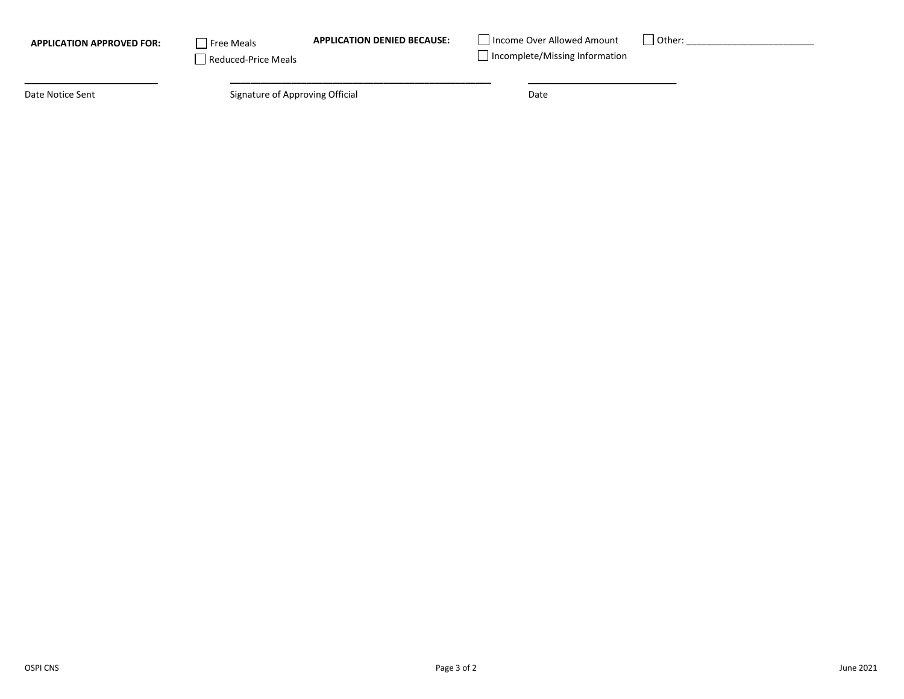**APPLICATION APPROVED FOR:** ☐ Free Meals ☐ Reduced-Price Meals

**APPLICATION DENIED BECAUSE:** ☐ Income Over Allowed Amount ☐ Incomplete/Missing Information ☐ Other: ________________________

_________________________ Date Notice Sent

__________________________________________________ Signature of Approving Official

____________________________ Date